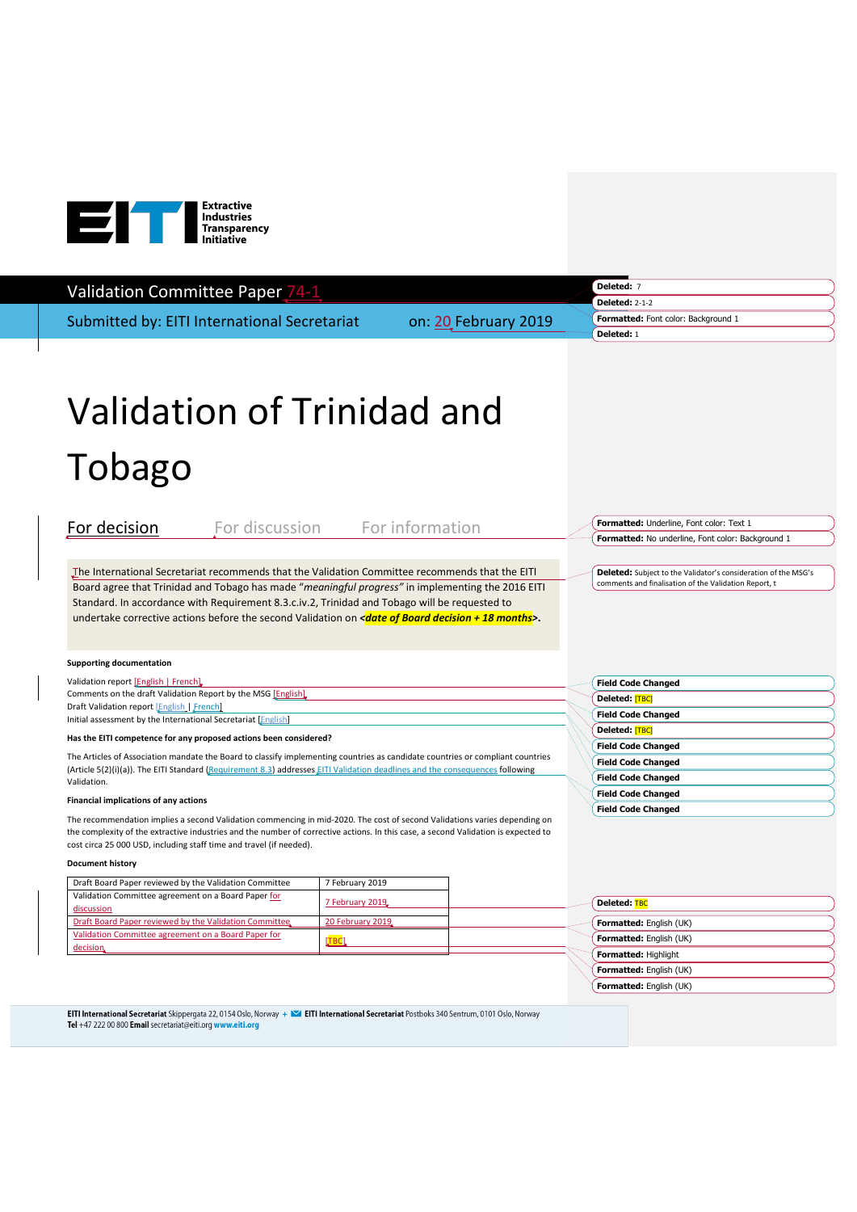Extractive Industries Transparency Initiative

Validation Committee Paper 74-1

Submitted by: EITI International Secretariat on: 20 February 2019

# Validation of Trinidad and Tobago

**For decision** For discussion For information

The International Secretariat recommends that the Validation Committee recommends that the EITI Board agree that Trinidad and Tobago has made "*meaningful progress*" in implementing the 2016 EITI Standard. In accordance with Requirement 8.3.c.iv.2, Trinidad and Tobago will be requested to undertake corrective actions before the second Validation on ***<date of Board decision + 18 months>***.

**Supporting documentation**

Validation report [English | French]
Comments on the draft Validation Report by the MSG [English]
Draft Validation report [English | French]
Initial assessment by the International Secretariat [English]

**Has the EITI competence for any proposed actions been considered?**

The Articles of Association mandate the Board to classify implementing countries as candidate countries or compliant countries (Article 5(2)(i)(a)). The EITI Standard (Requirement 8.3) addresses EITI Validation deadlines and the consequences following Validation.

**Financial implications of any actions**

The recommendation implies a second Validation commencing in mid-2020. The cost of second Validations varies depending on the complexity of the extractive industries and the number of corrective actions. In this case, a second Validation is expected to cost circa 25 000 USD, including staff time and travel (if needed).

**Document history**

| | |
|---|---|
| Draft Board Paper reviewed by the Validation Committee | 7 February 2019 |
| Validation Committee agreement on a Board Paper for discussion | 7 February 2019 |
| Draft Board Paper reviewed by the Validation Committee | 20 February 2019 |
| Validation Committee agreement on a Board Paper for decision | [TBC] |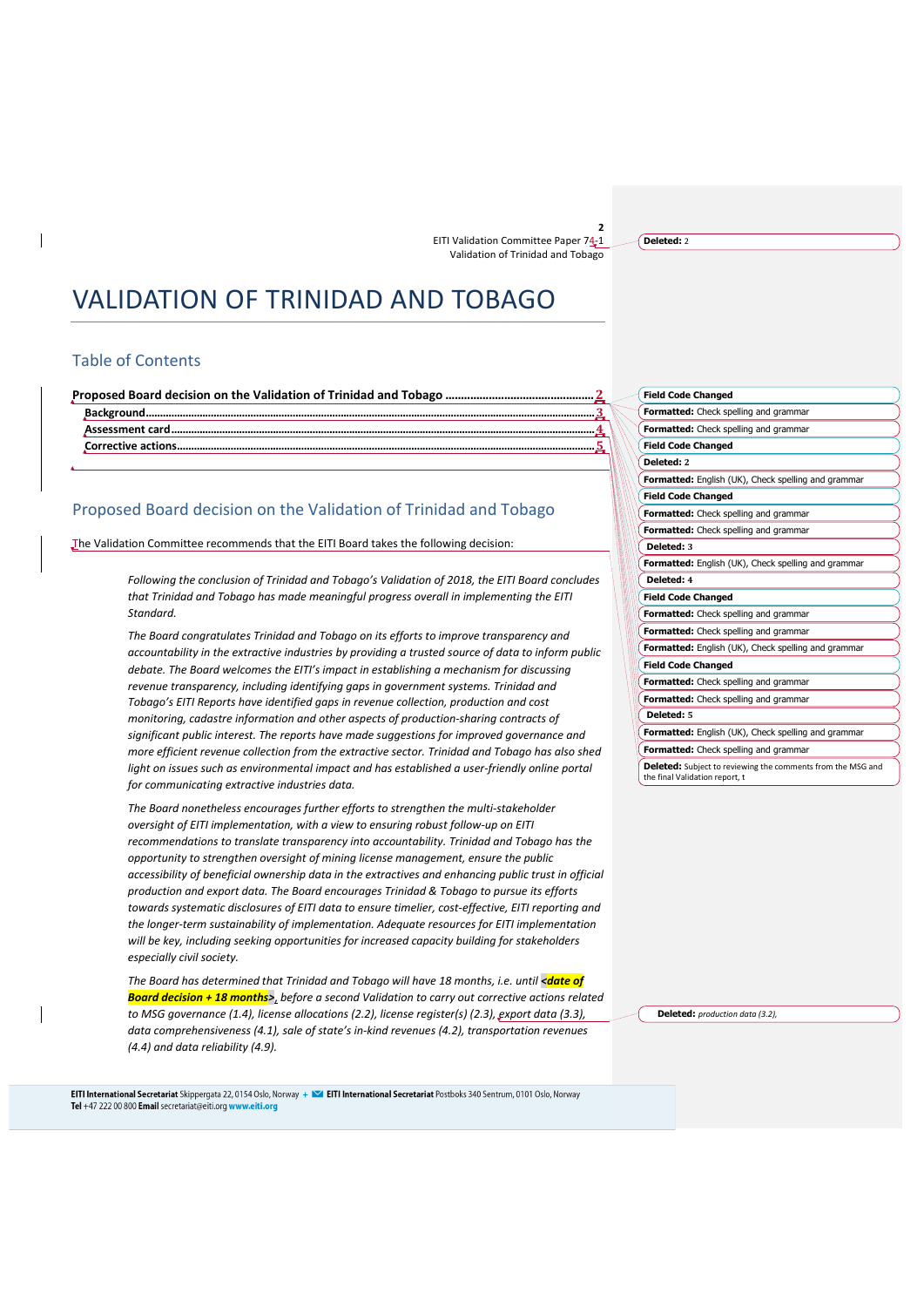# VALIDATION OF TRINIDAD AND TOBAGO

## Table of Contents

**Proposed Board decision on the Validation of Trinidad and Tobago** ........ 2
**Background** ........ 3
**Assessment card** ........ 4
**Corrective actions** ........ 5

## Proposed Board decision on the Validation of Trinidad and Tobago

The Validation Committee recommends that the EITI Board takes the following decision:

> *Following the conclusion of Trinidad and Tobago's Validation of 2018, the EITI Board concludes that Trinidad and Tobago has made meaningful progress overall in implementing the EITI Standard.*
>
> *The Board congratulates Trinidad and Tobago on its efforts to improve transparency and accountability in the extractive industries by providing a trusted source of data to inform public debate. The Board welcomes the EITI's impact in establishing a mechanism for discussing revenue transparency, including identifying gaps in government systems. Trinidad and Tobago's EITI Reports have identified gaps in revenue collection, production and cost monitoring, cadastre information and other aspects of production-sharing contracts of significant public interest. The reports have made suggestions for improved governance and more efficient revenue collection from the extractive sector. Trinidad and Tobago has also shed light on issues such as environmental impact and has established a user-friendly online portal for communicating extractive industries data.*
>
> *The Board nonetheless encourages further efforts to strengthen the multi-stakeholder oversight of EITI implementation, with a view to ensuring robust follow-up on EITI recommendations to translate transparency into accountability. Trinidad and Tobago has the opportunity to strengthen oversight of mining license management, ensure the public accessibility of beneficial ownership data in the extractives and enhancing public trust in official production and export data. The Board encourages Trinidad & Tobago to pursue its efforts towards systematic disclosures of EITI data to ensure timelier, cost-effective, EITI reporting and the longer-term sustainability of implementation. Adequate resources for EITI implementation will be key, including seeking opportunities for increased capacity building for stakeholders especially civil society.*
>
> *The Board has determined that Trinidad and Tobago will have 18 months, i.e. until **<date of Board decision + 18 months>**, before a second Validation to carry out corrective actions related to MSG governance (1.4), license allocations (2.2), license register(s) (2.3), export data (3.3), data comprehensiveness (4.1), sale of state's in-kind revenues (4.2), transportation revenues (4.4) and data reliability (4.9).*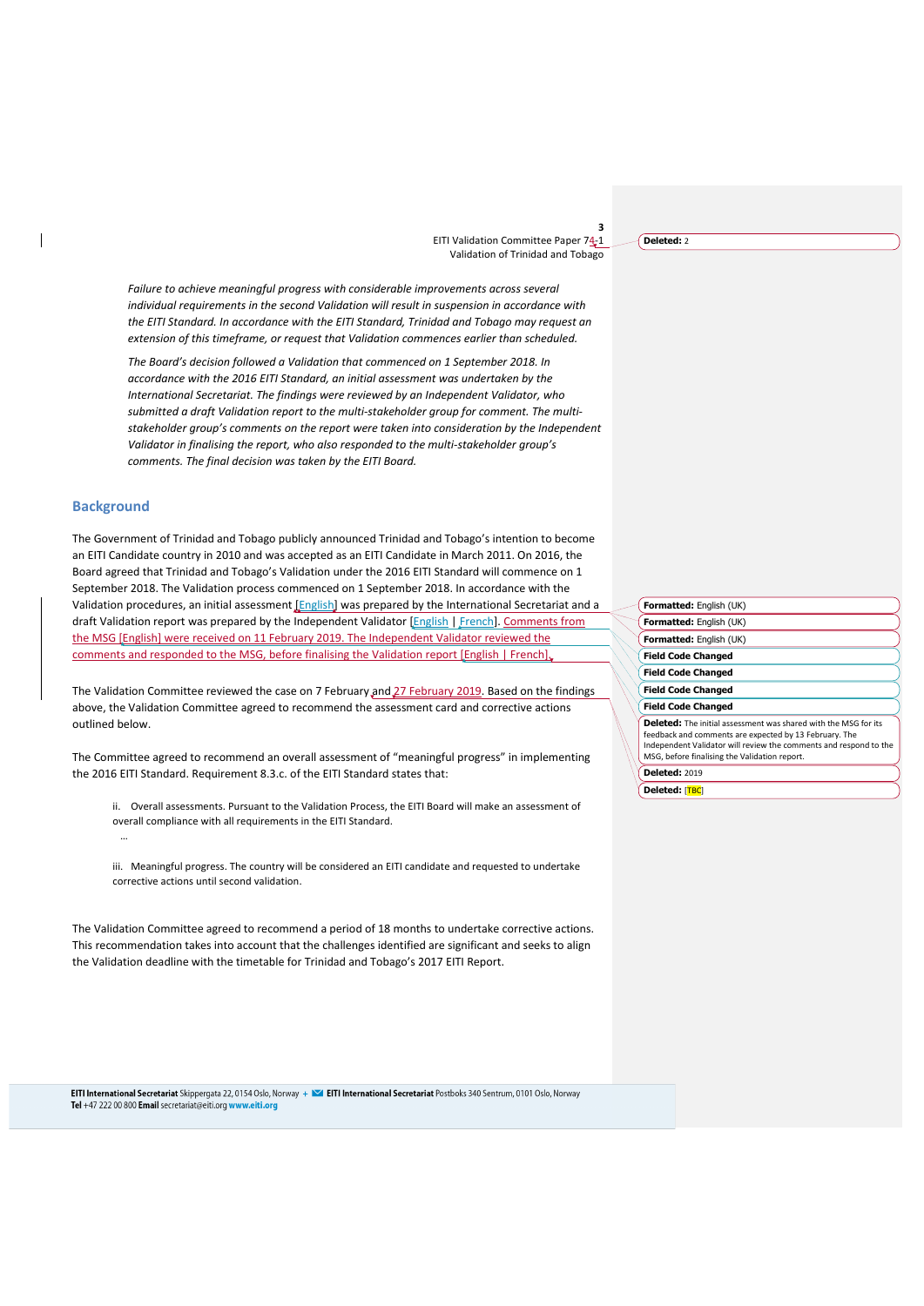*Failure to achieve meaningful progress with considerable improvements across several individual requirements in the second Validation will result in suspension in accordance with the EITI Standard. In accordance with the EITI Standard, Trinidad and Tobago may request an extension of this timeframe, or request that Validation commences earlier than scheduled.*

*The Board's decision followed a Validation that commenced on 1 September 2018. In accordance with the 2016 EITI Standard, an initial assessment was undertaken by the International Secretariat. The findings were reviewed by an Independent Validator, who submitted a draft Validation report to the multi-stakeholder group for comment. The multi-stakeholder group's comments on the report were taken into consideration by the Independent Validator in finalising the report, who also responded to the multi-stakeholder group's comments. The final decision was taken by the EITI Board.*

## Background

The Government of Trinidad and Tobago publicly announced Trinidad and Tobago's intention to become an EITI Candidate country in 2010 and was accepted as an EITI Candidate in March 2011. On 2016, the Board agreed that Trinidad and Tobago's Validation under the 2016 EITI Standard will commence on 1 September 2018. The Validation process commenced on 1 September 2018. In accordance with the Validation procedures, an initial assessment [English] was prepared by the International Secretariat and a draft Validation report was prepared by the Independent Validator [English | French]. Comments from the MSG [English] were received on 11 February 2019. The Independent Validator reviewed the comments and responded to the MSG, before finalising the Validation report [English | French].

The Validation Committee reviewed the case on 7 February and 27 February 2019. Based on the findings above, the Validation Committee agreed to recommend the assessment card and corrective actions outlined below.

The Committee agreed to recommend an overall assessment of "meaningful progress" in implementing the 2016 EITI Standard. Requirement 8.3.c. of the EITI Standard states that:

> ii. Overall assessments. Pursuant to the Validation Process, the EITI Board will make an assessment of overall compliance with all requirements in the EITI Standard.
>
> …
>
> iii. Meaningful progress. The country will be considered an EITI candidate and requested to undertake corrective actions until second validation.

The Validation Committee agreed to recommend a period of 18 months to undertake corrective actions. This recommendation takes into account that the challenges identified are significant and seeks to align the Validation deadline with the timetable for Trinidad and Tobago's 2017 EITI Report.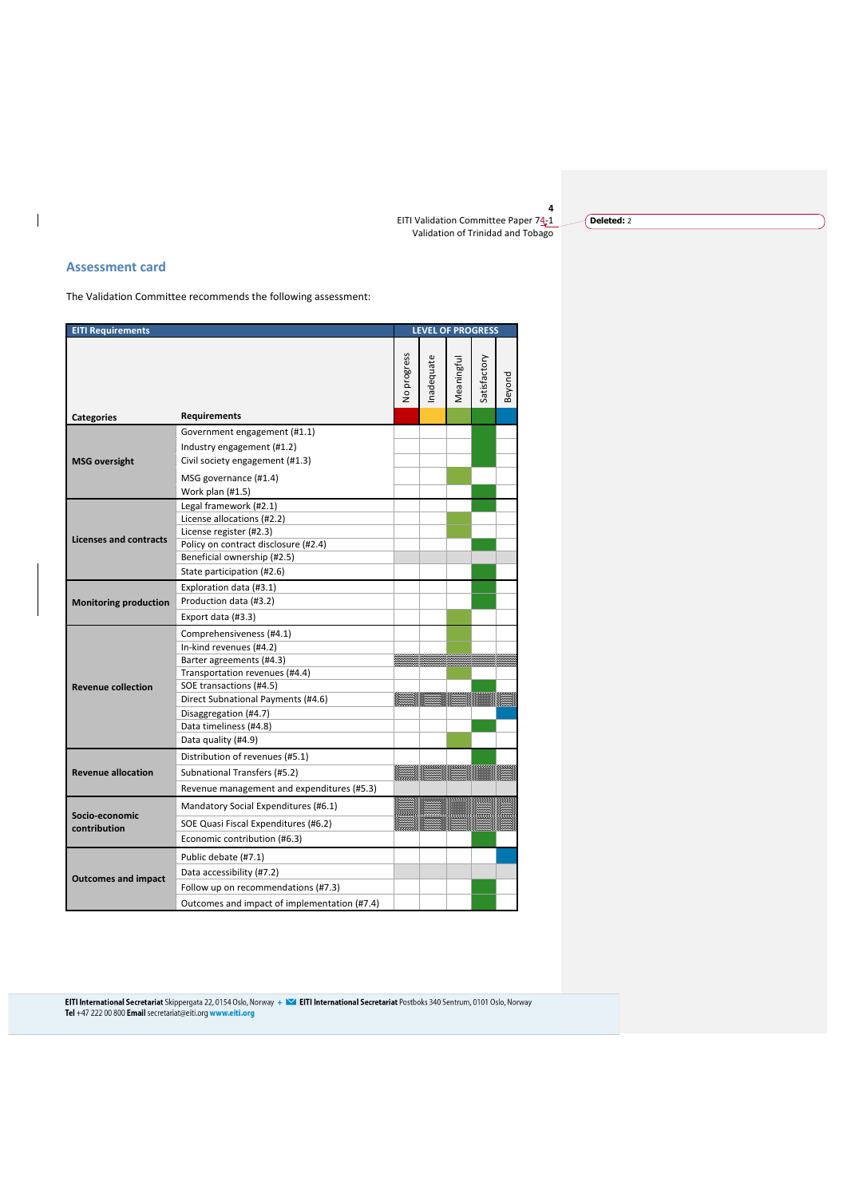## Assessment card

The Validation Committee recommends the following assessment:

| EITI Requirements | | LEVEL OF PROGRESS | | | | |
|---|---|---|---|---|---|---|
| **Categories** | **Requirements** | No progress | Inadequate | Meaningful | Satisfactory | Beyond |
| **MSG oversight** | Government engagement (#1.1) | | | | X | |
| | Industry engagement (#1.2) | | | | X | |
| | Civil society engagement (#1.3) | | | | X | |
| | MSG governance (#1.4) | | | X | | |
| | Work plan (#1.5) | | | | X | |
| **Licenses and contracts** | Legal framework (#2.1) | | | | X | |
| | License allocations (#2.2) | | | X | | |
| | License register (#2.3) | | | X | | |
| | Policy on contract disclosure (#2.4) | | | | X | |
| | Beneficial ownership (#2.5) | | | | | |
| | State participation (#2.6) | | | | X | |
| **Monitoring production** | Exploration data (#3.1) | | | | X | |
| | Production data (#3.2) | | | | X | |
| | Export data (#3.3) | | | X | | |
| **Revenue collection** | Comprehensiveness (#4.1) | | | X | | |
| | In-kind revenues (#4.2) | | | X | | |
| | Barter agreements (#4.3) | | | | | |
| | Transportation revenues (#4.4) | | | X | | |
| | SOE transactions (#4.5) | | | | X | |
| | Direct Subnational Payments (#4.6) | | | | | |
| | Disaggregation (#4.7) | | | | | X |
| | Data timeliness (#4.8) | | | | X | |
| | Data quality (#4.9) | | | X | | |
| **Revenue allocation** | Distribution of revenues (#5.1) | | | | X | |
| | Subnational Transfers (#5.2) | | | | | |
| | Revenue management and expenditures (#5.3) | | | | | |
| **Socio-economic contribution** | Mandatory Social Expenditures (#6.1) | | | | | |
| | SOE Quasi Fiscal Expenditures (#6.2) | | | | | |
| | Economic contribution (#6.3) | | | | X | |
| **Outcomes and impact** | Public debate (#7.1) | | | | | X |
| | Data accessibility (#7.2) | | | | | |
| | Follow up on recommendations (#7.3) | | | | X | |
| | Outcomes and impact of implementation (#7.4) | | | | X | |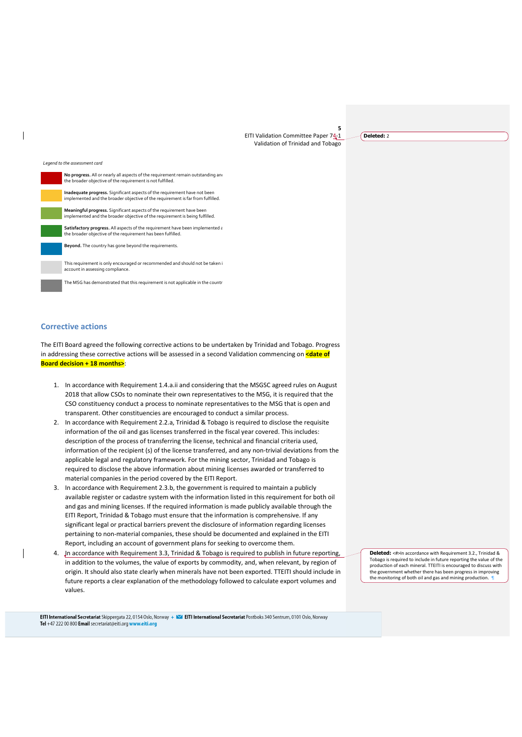*Legend to the assessment card*

| | |
|---|---|
| | **No progress.** All or nearly all aspects of the requirement remain outstanding and the broader objective of the requirement is not fulfilled. |
| | **Inadequate progress.** Significant aspects of the requirement have not been implemented and the broader objective of the requirement is far from fulfilled. |
| | **Meaningful progress.** Significant aspects of the requirement have been implemented and the broader objective of the requirement is being fulfilled. |
| | **Satisfactory progress.** All aspects of the requirement have been implemented and the broader objective of the requirement has been fulfilled. |
| | **Beyond.** The country has gone beyond the requirements. |
| | This requirement is only encouraged or recommended and should not be taken into account in assessing compliance. |
| | The MSG has demonstrated that this requirement is not applicable in the country |

## Corrective actions

The EITI Board agreed the following corrective actions to be undertaken by Trinidad and Tobago. Progress in addressing these corrective actions will be assessed in a second Validation commencing on **<date of Board decision + 18 months>**:

1. In accordance with Requirement 1.4.a.ii and considering that the MSGSC agreed rules on August 2018 that allow CSOs to nominate their own representatives to the MSG, it is required that the CSO constituency conduct a process to nominate representatives to the MSG that is open and transparent. Other constituencies are encouraged to conduct a similar process.
2. In accordance with Requirement 2.2.a, Trinidad & Tobago is required to disclose the requisite information of the oil and gas licenses transferred in the fiscal year covered. This includes: description of the process of transferring the license, technical and financial criteria used, information of the recipient (s) of the license transferred, and any non-trivial deviations from the applicable legal and regulatory framework. For the mining sector, Trinidad and Tobago is required to disclose the above information about mining licenses awarded or transferred to material companies in the period covered by the EITI Report.
3. In accordance with Requirement 2.3.b, the government is required to maintain a publicly available register or cadastre system with the information listed in this requirement for both oil and gas and mining licenses. If the required information is made publicly available through the EITI Report, Trinidad & Tobago must ensure that the information is comprehensive. If any significant legal or practical barriers prevent the disclosure of information regarding licenses pertaining to non-material companies, these should be documented and explained in the EITI Report, including an account of government plans for seeking to overcome them.
4. In accordance with Requirement 3.3, Trinidad & Tobago is required to publish in future reporting, in addition to the volumes, the value of exports by commodity, and, when relevant, by region of origin. It should also state clearly when minerals have not been exported. TTEITI should include in future reports a clear explanation of the methodology followed to calculate export volumes and values.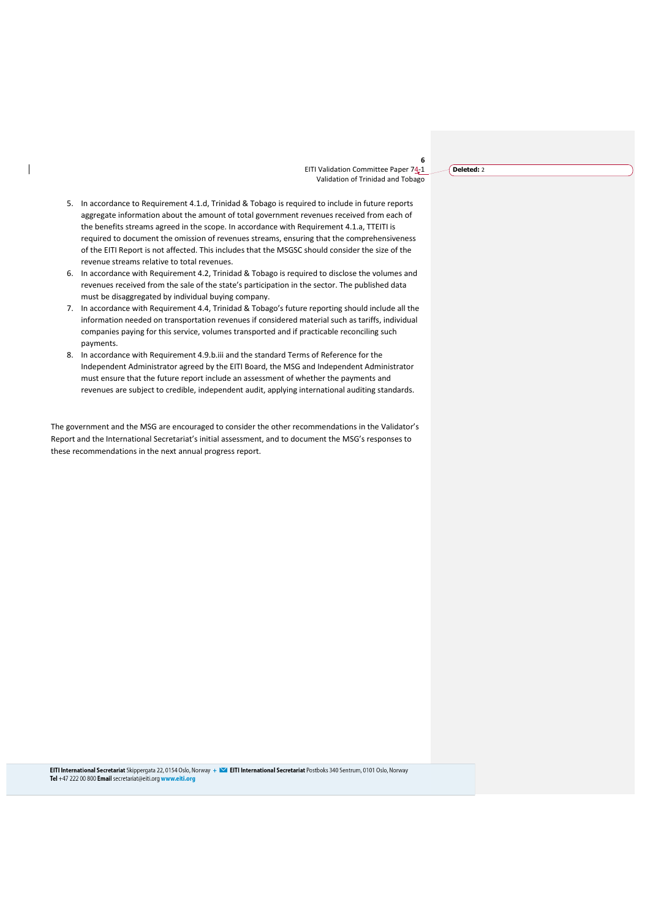5. In accordance to Requirement 4.1.d, Trinidad & Tobago is required to include in future reports aggregate information about the amount of total government revenues received from each of the benefits streams agreed in the scope. In accordance with Requirement 4.1.a, TTEITI is required to document the omission of revenues streams, ensuring that the comprehensiveness of the EITI Report is not affected. This includes that the MSGSC should consider the size of the revenue streams relative to total revenues.
6. In accordance with Requirement 4.2, Trinidad & Tobago is required to disclose the volumes and revenues received from the sale of the state's participation in the sector. The published data must be disaggregated by individual buying company.
7. In accordance with Requirement 4.4, Trinidad & Tobago's future reporting should include all the information needed on transportation revenues if considered material such as tariffs, individual companies paying for this service, volumes transported and if practicable reconciling such payments.
8. In accordance with Requirement 4.9.b.iii and the standard Terms of Reference for the Independent Administrator agreed by the EITI Board, the MSG and Independent Administrator must ensure that the future report include an assessment of whether the payments and revenues are subject to credible, independent audit, applying international auditing standards.

The government and the MSG are encouraged to consider the other recommendations in the Validator's Report and the International Secretariat's initial assessment, and to document the MSG's responses to these recommendations in the next annual progress report.